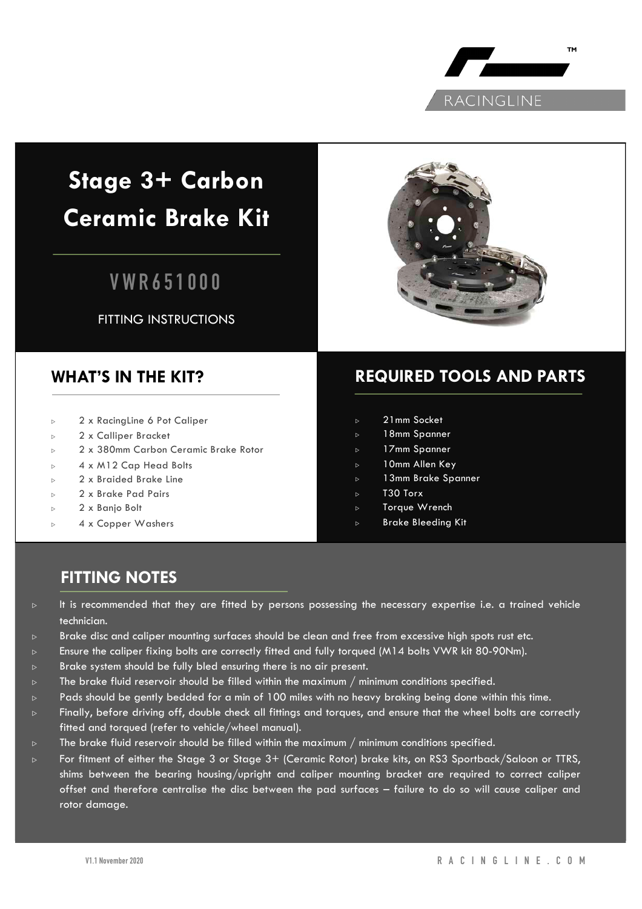# Stage 3+ Carbon Ceramic Brake Kit

## VWR651000

FITTING INSTRUCTIONS

## WHAT'S IN THE KIT?

- 2 x RacingLine 6 Pot Caliper
- 2 x Calliper Bracket
- 2 x 380mm Carbon Ceramic Brake Rotor
- 4 x M12 Cap Head Bolts
- 2 x Braided Brake Line
- 2 x Brake Pad Pairs
- 2 x Banjo Bolt
- 4 x Copper Washers

## REQUIRED TOOLS AND PARTS

- 21mm Socket
- 18mm Spanner
- 17mm Spanner
- 10mm Allen Key
- 13mm Brake Spanner
- T30 Torx
- Torque Wrench
- Brake Bleeding Kit

## FITTING NOTES

- It is recommended that they are fitted by persons possessing the necessary expertise i.e. a trained vehicle technician.
- Brake disc and caliper mounting surfaces should be clean and free from excessive high spots rust etc.
- Ensure the caliper fixing bolts are correctly fitted and fully torqued (M14 bolts VWR kit 80-90Nm).
- Brake system should be fully bled ensuring there is no air present.
- The brake fluid reservoir should be filled within the maximum / minimum conditions specified.
- Pads should be gently bedded for a min of 100 miles with no heavy braking being done within this time.
- Finally, before driving off, double check all fittings and torques, and ensure that the wheel bolts are correctly fitted and torqued (refer to vehicle/wheel manual).
- The brake fluid reservoir should be filled within the maximum / minimum conditions specified.
- For fitment of either the Stage 3 or Stage 3+ (Ceramic Rotor) brake kits, on RS3 Sportback/Saloon or TTRS, shims between the bearing housing/upright and caliper mounting bracket are required to correct caliper offset and therefore centralise the disc between the pad surfaces – failure to do so will cause caliper and rotor damage.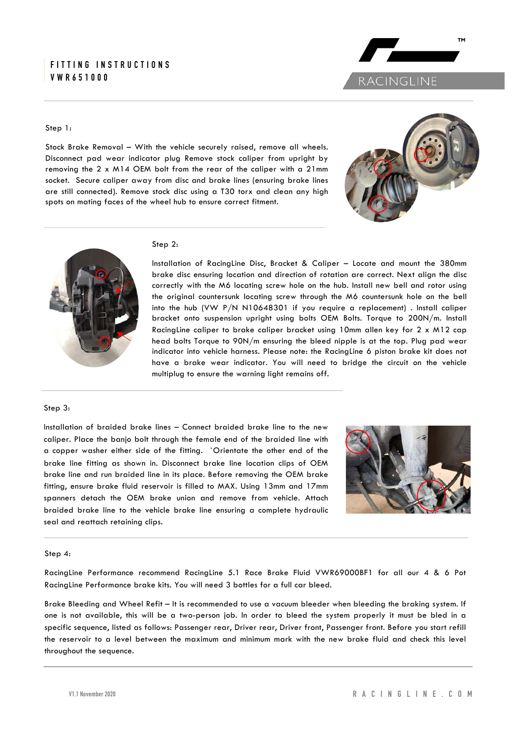# FITTING INSTRUCTIONS
# VWR651000

Step 1:

Stock Brake Removal – With the vehicle securely raised, remove all wheels. Disconnect pad wear indicator plug Remove stock caliper from upright by removing the 2 x M14 OEM bolt from the rear of the caliper with a 21mm socket. Secure caliper away from disc and brake lines (ensuring brake lines are still connected). Remove stock disc using a T30 torx and clean any high spots on mating faces of the wheel hub to ensure correct fitment.

Step 2:

Installation of RacingLine Disc, Bracket & Caliper – Locate and mount the 380mm brake disc ensuring location and direction of rotation are correct. Next align the disc correctly with the M6 locating screw hole on the hub. Install new bell and rotor using the original countersunk locating screw through the M6 countersunk hole on the bell into the hub (VW P/N N10648301 if you require a replacement) . Install caliper bracket onto suspension upright using bolts OEM Bolts. Torque to 200N/m. Install RacingLine caliper to brake caliper bracket using 10mm allen key for 2 x M12 cap head bolts Torque to 90N/m ensuring the bleed nipple is at the top. Plug pad wear indicator into vehicle harness. Please note: the RacingLine 6 piston brake kit does not have a brake wear indicator. You will need to bridge the circuit on the vehicle multiplug to ensure the warning light remains off.

Step 3:

Installation of braided brake lines – Connect braided brake line to the new caliper. Place the banjo bolt through the female end of the braided line with a copper washer either side of the fitting. `Orientate the other end of the brake line fitting as shown in. Disconnect brake line location clips of OEM brake line and run braided line in its place. Before removing the OEM brake fitting, ensure brake fluid reservoir is filled to MAX. Using 13mm and 17mm spanners detach the OEM brake union and remove from vehicle. Attach braided brake line to the vehicle brake line ensuring a complete hydraulic seal and reattach retaining clips.

Step 4:

RacingLine Performance recommend RacingLine 5.1 Race Brake Fluid VWR69000BF1 for all our 4 & 6 Pot RacingLine Performance brake kits. You will need 3 bottles for a full car bleed.

Brake Bleeding and Wheel Refit – It is recommended to use a vacuum bleeder when bleeding the braking system. If one is not available, this will be a two-person job. In order to bleed the system properly it must be bled in a specific sequence, listed as follows: Passenger rear, Driver rear, Driver front, Passenger front. Before you start refill the reservoir to a level between the maximum and minimum mark with the new brake fluid and check this level throughout the sequence.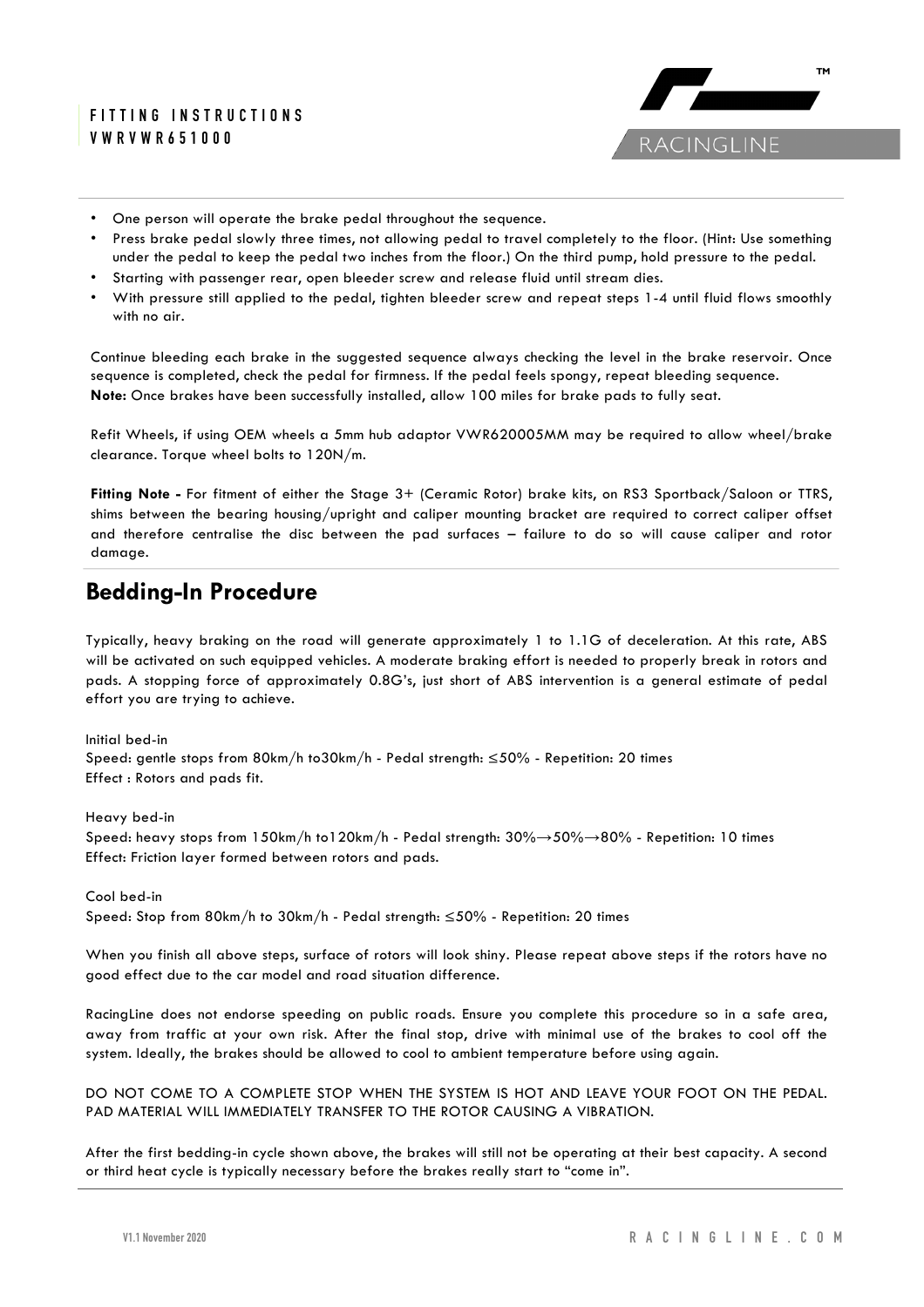- One person will operate the brake pedal throughout the sequence.
- Press brake pedal slowly three times, not allowing pedal to travel completely to the floor. (Hint: Use something under the pedal to keep the pedal two inches from the floor.) On the third pump, hold pressure to the pedal.
- Starting with passenger rear, open bleeder screw and release fluid until stream dies.
- With pressure still applied to the pedal, tighten bleeder screw and repeat steps 1-4 until fluid flows smoothly with no air.

Continue bleeding each brake in the suggested sequence always checking the level in the brake reservoir. Once sequence is completed, check the pedal for firmness. If the pedal feels spongy, repeat bleeding sequence.
**Note:** Once brakes have been successfully installed, allow 100 miles for brake pads to fully seat.

Refit Wheels, if using OEM wheels a 5mm hub adaptor VWR620005MM may be required to allow wheel/brake clearance. Torque wheel bolts to 120N/m.

**Fitting Note -** For fitment of either the Stage 3+ (Ceramic Rotor) brake kits, on RS3 Sportback/Saloon or TTRS, shims between the bearing housing/upright and caliper mounting bracket are required to correct caliper offset and therefore centralise the disc between the pad surfaces – failure to do so will cause caliper and rotor damage.

## Bedding-In Procedure

Typically, heavy braking on the road will generate approximately 1 to 1.1G of deceleration. At this rate, ABS will be activated on such equipped vehicles. A moderate braking effort is needed to properly break in rotors and pads. A stopping force of approximately 0.8G's, just short of ABS intervention is a general estimate of pedal effort you are trying to achieve.

Initial bed-in
Speed: gentle stops from 80km/h to30km/h - Pedal strength: ≤50% - Repetition: 20 times
Effect : Rotors and pads fit.

Heavy bed-in
Speed: heavy stops from 150km/h to120km/h - Pedal strength: 30%→50%→80% - Repetition: 10 times
Effect: Friction layer formed between rotors and pads.

Cool bed-in
Speed: Stop from 80km/h to 30km/h - Pedal strength: ≤50% - Repetition: 20 times

When you finish all above steps, surface of rotors will look shiny. Please repeat above steps if the rotors have no good effect due to the car model and road situation difference.

RacingLine does not endorse speeding on public roads. Ensure you complete this procedure so in a safe area, away from traffic at your own risk. After the final stop, drive with minimal use of the brakes to cool off the system. Ideally, the brakes should be allowed to cool to ambient temperature before using again.

DO NOT COME TO A COMPLETE STOP WHEN THE SYSTEM IS HOT AND LEAVE YOUR FOOT ON THE PEDAL. PAD MATERIAL WILL IMMEDIATELY TRANSFER TO THE ROTOR CAUSING A VIBRATION.

After the first bedding-in cycle shown above, the brakes will still not be operating at their best capacity. A second or third heat cycle is typically necessary before the brakes really start to "come in".